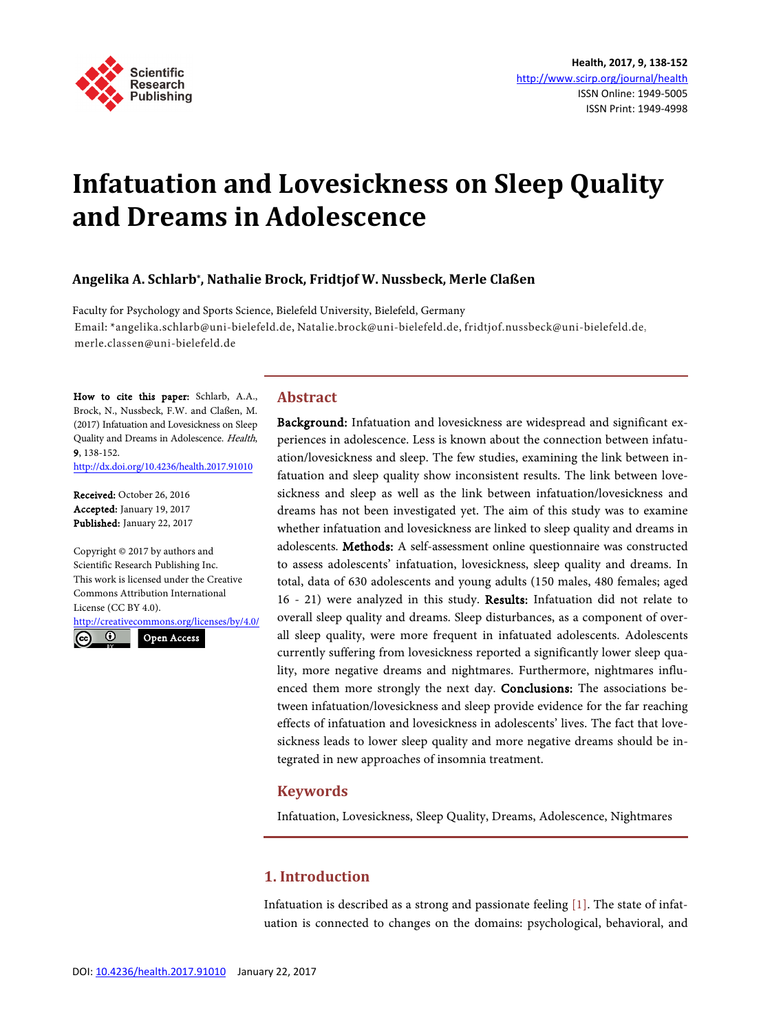# Infatuation and Lovesickness on Sleep Quality and Dreams in Adolescence

**Angelika A. Schlarb*, Nathalie Brock, Fridtjof W. Nussbeck, Merle Claßen**

Faculty for Psychology and Sports Science, Bielefeld University, Bielefeld, Germany
Email: *angelika.schlarb@uni-bielefeld.de, Natalie.brock@uni-bielefeld.de, fridtjof.nussbeck@uni-bielefeld.de, merle.classen@uni-bielefeld.de

**How to cite this paper:** Schlarb, A.A., Brock, N., Nussbeck, F.W. and Claßen, M. (2017) Infatuation and Lovesickness on Sleep Quality and Dreams in Adolescence. *Health*, **9**, 138-152.
http://dx.doi.org/10.4236/health.2017.91010

**Received:** October 26, 2016
**Accepted:** January 19, 2017
**Published:** January 22, 2017

Copyright © 2017 by authors and Scientific Research Publishing Inc.
This work is licensed under the Creative Commons Attribution International License (CC BY 4.0).
http://creativecommons.org/licenses/by/4.0/

Open Access

## Abstract

**Background:** Infatuation and lovesickness are widespread and significant experiences in adolescence. Less is known about the connection between infatuation/lovesickness and sleep. The few studies, examining the link between infatuation and sleep quality show inconsistent results. The link between lovesickness and sleep as well as the link between infatuation/lovesickness and dreams has not been investigated yet. The aim of this study was to examine whether infatuation and lovesickness are linked to sleep quality and dreams in adolescents. **Methods:** A self-assessment online questionnaire was constructed to assess adolescents' infatuation, lovesickness, sleep quality and dreams. In total, data of 630 adolescents and young adults (150 males, 480 females; aged 16 - 21) were analyzed in this study. **Results:** Infatuation did not relate to overall sleep quality and dreams. Sleep disturbances, as a component of overall sleep quality, were more frequent in infatuated adolescents. Adolescents currently suffering from lovesickness reported a significantly lower sleep quality, more negative dreams and nightmares. Furthermore, nightmares influenced them more strongly the next day. **Conclusions:** The associations between infatuation/lovesickness and sleep provide evidence for the far reaching effects of infatuation and lovesickness in adolescents' lives. The fact that lovesickness leads to lower sleep quality and more negative dreams should be integrated in new approaches of insomnia treatment.

## Keywords

Infatuation, Lovesickness, Sleep Quality, Dreams, Adolescence, Nightmares

## 1. Introduction

Infatuation is described as a strong and passionate feeling [1]. The state of infatuation is connected to changes on the domains: psychological, behavioral, and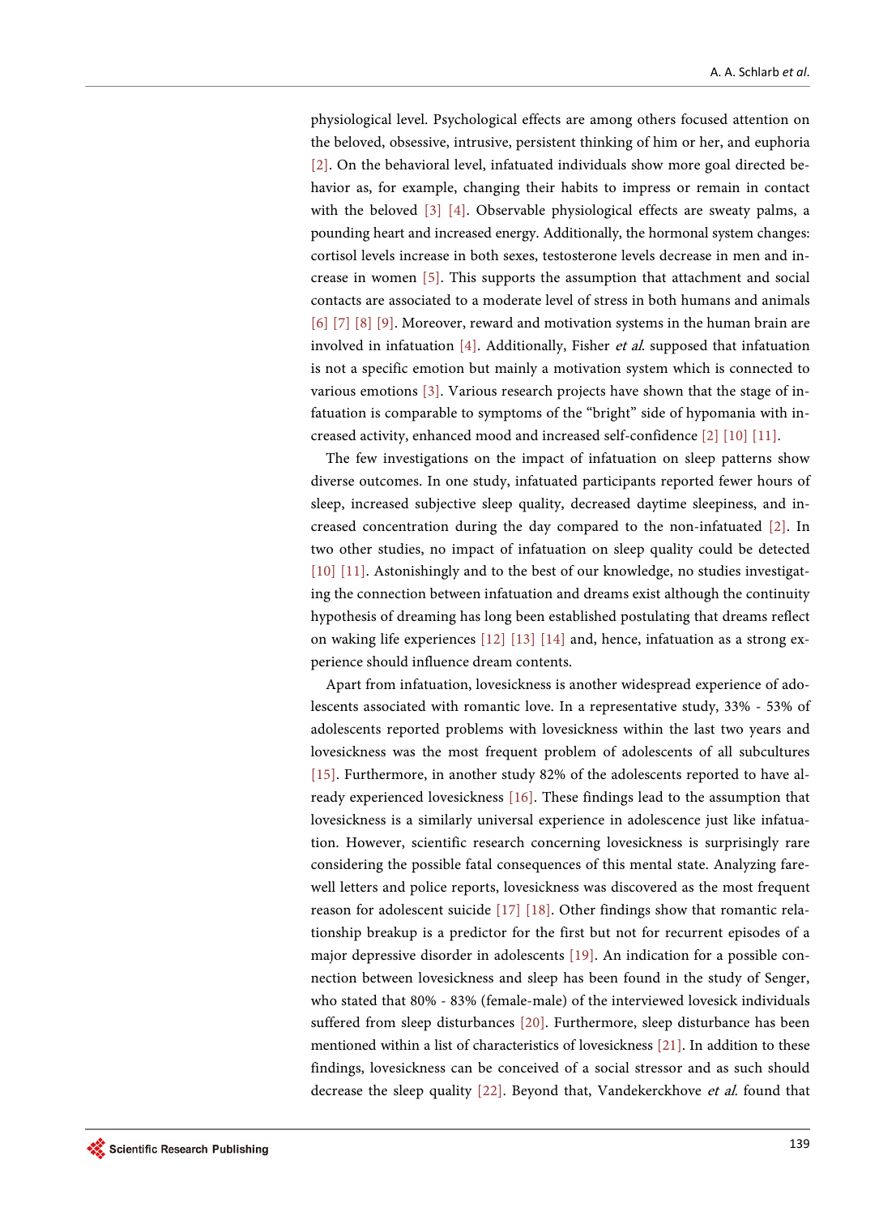physiological level. Psychological effects are among others focused attention on the beloved, obsessive, intrusive, persistent thinking of him or her, and euphoria [2]. On the behavioral level, infatuated individuals show more goal directed behavior as, for example, changing their habits to impress or remain in contact with the beloved [3] [4]. Observable physiological effects are sweaty palms, a pounding heart and increased energy. Additionally, the hormonal system changes: cortisol levels increase in both sexes, testosterone levels decrease in men and increase in women [5]. This supports the assumption that attachment and social contacts are associated to a moderate level of stress in both humans and animals [6] [7] [8] [9]. Moreover, reward and motivation systems in the human brain are involved in infatuation [4]. Additionally, Fisher *et al.* supposed that infatuation is not a specific emotion but mainly a motivation system which is connected to various emotions [3]. Various research projects have shown that the stage of infatuation is comparable to symptoms of the "bright" side of hypomania with increased activity, enhanced mood and increased self-confidence [2] [10] [11].

The few investigations on the impact of infatuation on sleep patterns show diverse outcomes. In one study, infatuated participants reported fewer hours of sleep, increased subjective sleep quality, decreased daytime sleepiness, and increased concentration during the day compared to the non-infatuated [2]. In two other studies, no impact of infatuation on sleep quality could be detected [10] [11]. Astonishingly and to the best of our knowledge, no studies investigating the connection between infatuation and dreams exist although the continuity hypothesis of dreaming has long been established postulating that dreams reflect on waking life experiences [12] [13] [14] and, hence, infatuation as a strong experience should influence dream contents.

Apart from infatuation, lovesickness is another widespread experience of adolescents associated with romantic love. In a representative study, 33% - 53% of adolescents reported problems with lovesickness within the last two years and lovesickness was the most frequent problem of adolescents of all subcultures [15]. Furthermore, in another study 82% of the adolescents reported to have already experienced lovesickness [16]. These findings lead to the assumption that lovesickness is a similarly universal experience in adolescence just like infatuation. However, scientific research concerning lovesickness is surprisingly rare considering the possible fatal consequences of this mental state. Analyzing farewell letters and police reports, lovesickness was discovered as the most frequent reason for adolescent suicide [17] [18]. Other findings show that romantic relationship breakup is a predictor for the first but not for recurrent episodes of a major depressive disorder in adolescents [19]. An indication for a possible connection between lovesickness and sleep has been found in the study of Senger, who stated that 80% - 83% (female-male) of the interviewed lovesick individuals suffered from sleep disturbances [20]. Furthermore, sleep disturbance has been mentioned within a list of characteristics of lovesickness [21]. In addition to these findings, lovesickness can be conceived of a social stressor and as such should decrease the sleep quality [22]. Beyond that, Vandekerckhove *et al.* found that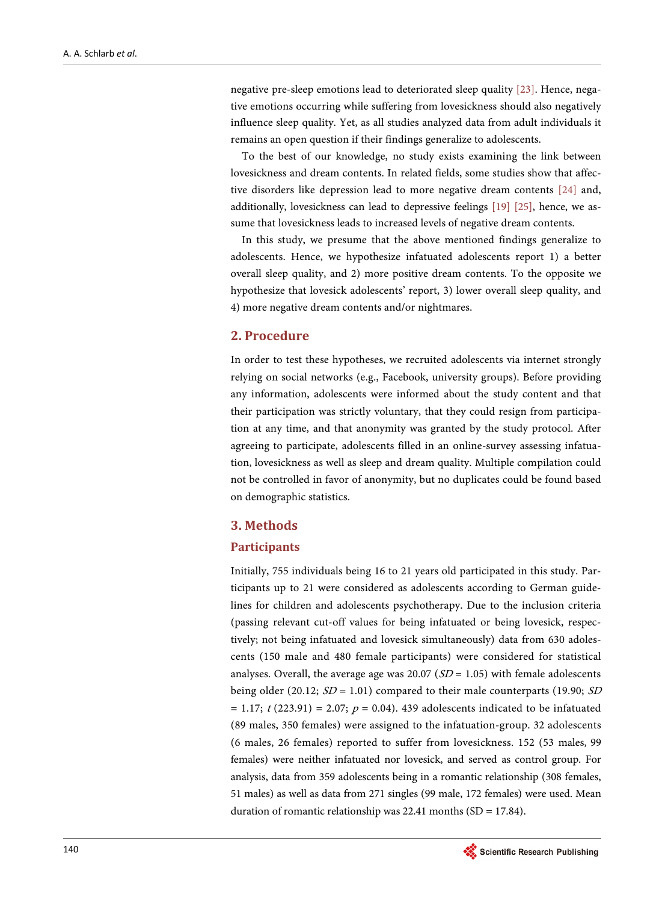negative pre-sleep emotions lead to deteriorated sleep quality [23]. Hence, negative emotions occurring while suffering from lovesickness should also negatively influence sleep quality. Yet, as all studies analyzed data from adult individuals it remains an open question if their findings generalize to adolescents.

To the best of our knowledge, no study exists examining the link between lovesickness and dream contents. In related fields, some studies show that affective disorders like depression lead to more negative dream contents [24] and, additionally, lovesickness can lead to depressive feelings [19] [25], hence, we assume that lovesickness leads to increased levels of negative dream contents.

In this study, we presume that the above mentioned findings generalize to adolescents. Hence, we hypothesize infatuated adolescents report 1) a better overall sleep quality, and 2) more positive dream contents. To the opposite we hypothesize that lovesick adolescents' report, 3) lower overall sleep quality, and 4) more negative dream contents and/or nightmares.

## 2. Procedure

In order to test these hypotheses, we recruited adolescents via internet strongly relying on social networks (e.g., Facebook, university groups). Before providing any information, adolescents were informed about the study content and that their participation was strictly voluntary, that they could resign from participation at any time, and that anonymity was granted by the study protocol. After agreeing to participate, adolescents filled in an online-survey assessing infatuation, lovesickness as well as sleep and dream quality. Multiple compilation could not be controlled in favor of anonymity, but no duplicates could be found based on demographic statistics.

## 3. Methods

### Participants

Initially, 755 individuals being 16 to 21 years old participated in this study. Participants up to 21 were considered as adolescents according to German guidelines for children and adolescents psychotherapy. Due to the inclusion criteria (passing relevant cut-off values for being infatuated or being lovesick, respectively; not being infatuated and lovesick simultaneously) data from 630 adolescents (150 male and 480 female participants) were considered for statistical analyses. Overall, the average age was 20.07 ($SD = 1.05$) with female adolescents being older (20.12; $SD = 1.01$) compared to their male counterparts (19.90; $SD = 1.17$; $t(223.91) = 2.07$; $p = 0.04$). 439 adolescents indicated to be infatuated (89 males, 350 females) were assigned to the infatuation-group. 32 adolescents (6 males, 26 females) reported to suffer from lovesickness. 152 (53 males, 99 females) were neither infatuated nor lovesick, and served as control group. For analysis, data from 359 adolescents being in a romantic relationship (308 females, 51 males) as well as data from 271 singles (99 male, 172 females) were used. Mean duration of romantic relationship was 22.41 months (SD = 17.84).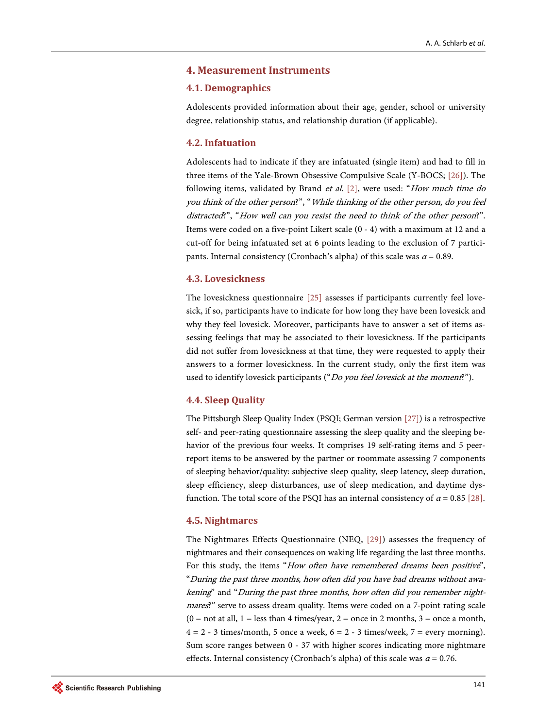## 4. Measurement Instruments

### 4.1. Demographics

Adolescents provided information about their age, gender, school or university degree, relationship status, and relationship duration (if applicable).

### 4.2. Infatuation

Adolescents had to indicate if they are infatuated (single item) and had to fill in three items of the Yale-Brown Obsessive Compulsive Scale (Y-BOCS; [26]). The following items, validated by Brand *et al.* [2], were used: "*How much time do you think of the other person*?", "*While thinking of the other person, do you feel distracted*?", "*How well can you resist the need to think of the other person*?". Items were coded on a five-point Likert scale (0 - 4) with a maximum at 12 and a cut-off for being infatuated set at 6 points leading to the exclusion of 7 participants. Internal consistency (Cronbach's alpha) of this scale was $\alpha = 0.89$.

### 4.3. Lovesickness

The lovesickness questionnaire [25] assesses if participants currently feel lovesick, if so, participants have to indicate for how long they have been lovesick and why they feel lovesick. Moreover, participants have to answer a set of items assessing feelings that may be associated to their lovesickness. If the participants did not suffer from lovesickness at that time, they were requested to apply their answers to a former lovesickness. In the current study, only the first item was used to identify lovesick participants ("*Do you feel lovesick at the moment*?").

### 4.4. Sleep Quality

The Pittsburgh Sleep Quality Index (PSQI; German version [27]) is a retrospective self- and peer-rating questionnaire assessing the sleep quality and the sleeping behavior of the previous four weeks. It comprises 19 self-rating items and 5 peer-report items to be answered by the partner or roommate assessing 7 components of sleeping behavior/quality: subjective sleep quality, sleep latency, sleep duration, sleep efficiency, sleep disturbances, use of sleep medication, and daytime dysfunction. The total score of the PSQI has an internal consistency of $\alpha = 0.85$ [28].

### 4.5. Nightmares

The Nightmares Effects Questionnaire (NEQ, [29]) assesses the frequency of nightmares and their consequences on waking life regarding the last three months. For this study, the items "*How often have remembered dreams been positive*", "*During the past three months, how often did you have bad dreams without awakening*" and "*During the past three months, how often did you remember nightmares*?" serve to assess dream quality. Items were coded on a 7-point rating scale (0 = not at all, 1 = less than 4 times/year, 2 = once in 2 months, 3 = once a month, 4 = 2 - 3 times/month, 5 once a week, 6 = 2 - 3 times/week, 7 = every morning). Sum score ranges between 0 - 37 with higher scores indicating more nightmare effects. Internal consistency (Cronbach's alpha) of this scale was $\alpha = 0.76$.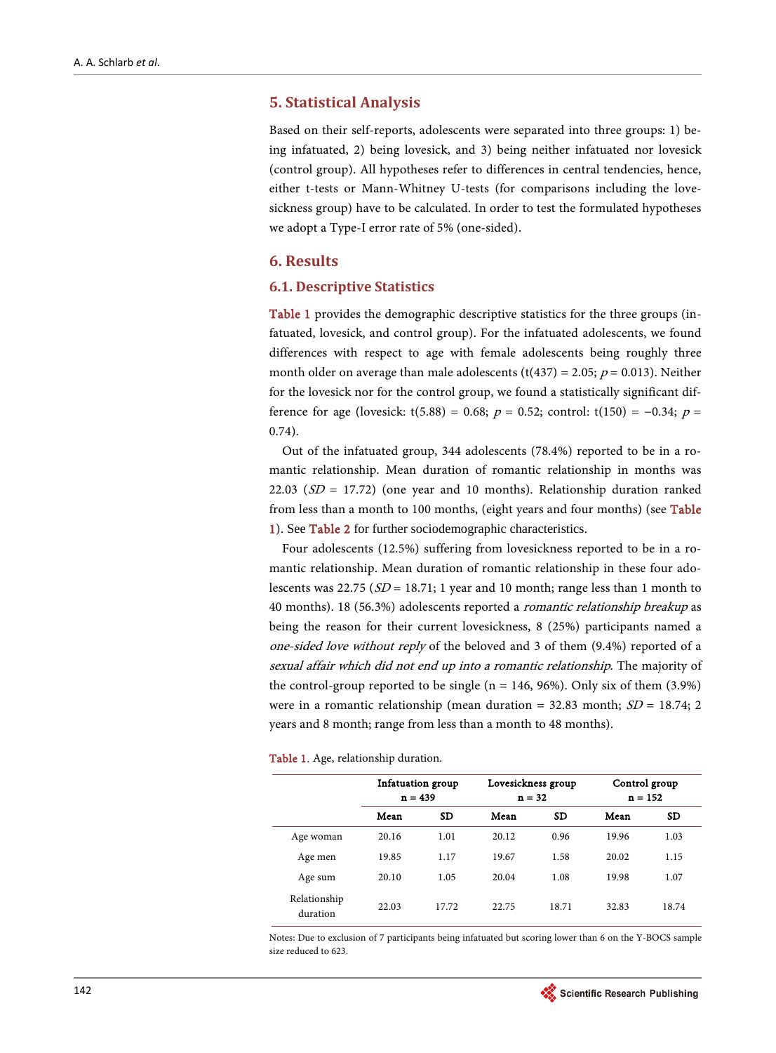## 5. Statistical Analysis

Based on their self-reports, adolescents were separated into three groups: 1) being infatuated, 2) being lovesick, and 3) being neither infatuated nor lovesick (control group). All hypotheses refer to differences in central tendencies, hence, either t-tests or Mann-Whitney U-tests (for comparisons including the lovesickness group) have to be calculated. In order to test the formulated hypotheses we adopt a Type-I error rate of 5% (one-sided).

## 6. Results

### 6.1. Descriptive Statistics

Table 1 provides the demographic descriptive statistics for the three groups (infatuated, lovesick, and control group). For the infatuated adolescents, we found differences with respect to age with female adolescents being roughly three month older on average than male adolescents ($t(437) = 2.05$; $p = 0.013$). Neither for the lovesick nor for the control group, we found a statistically significant difference for age (lovesick: $t(5.88) = 0.68$; $p = 0.52$; control: $t(150) = -0.34$; $p = 0.74$).

Out of the infatuated group, 344 adolescents (78.4%) reported to be in a romantic relationship. Mean duration of romantic relationship in months was 22.03 (*SD* = 17.72) (one year and 10 months). Relationship duration ranked from less than a month to 100 months, (eight years and four months) (see Table 1). See Table 2 for further sociodemographic characteristics.

Four adolescents (12.5%) suffering from lovesickness reported to be in a romantic relationship. Mean duration of romantic relationship in these four adolescents was 22.75 (*SD* = 18.71; 1 year and 10 month; range less than 1 month to 40 months). 18 (56.3%) adolescents reported a *romantic relationship breakup* as being the reason for their current lovesickness, 8 (25%) participants named a *one-sided love without reply* of the beloved and 3 of them (9.4%) reported of a *sexual affair which did not end up into a romantic relationship*. The majority of the control-group reported to be single (n = 146, 96%). Only six of them (3.9%) were in a romantic relationship (mean duration = 32.83 month; *SD* = 18.74; 2 years and 8 month; range from less than a month to 48 months).

Table 1. Age, relationship duration.

| | Infatuation group n = 439 | | Lovesickness group n = 32 | | Control group n = 152 | |
|---|---|---|---|---|---|---|
| | Mean | SD | Mean | SD | Mean | SD |
| Age woman | 20.16 | 1.01 | 20.12 | 0.96 | 19.96 | 1.03 |
| Age men | 19.85 | 1.17 | 19.67 | 1.58 | 20.02 | 1.15 |
| Age sum | 20.10 | 1.05 | 20.04 | 1.08 | 19.98 | 1.07 |
| Relationship duration | 22.03 | 17.72 | 22.75 | 18.71 | 32.83 | 18.74 |

Notes: Due to exclusion of 7 participants being infatuated but scoring lower than 6 on the Y-BOCS sample size reduced to 623.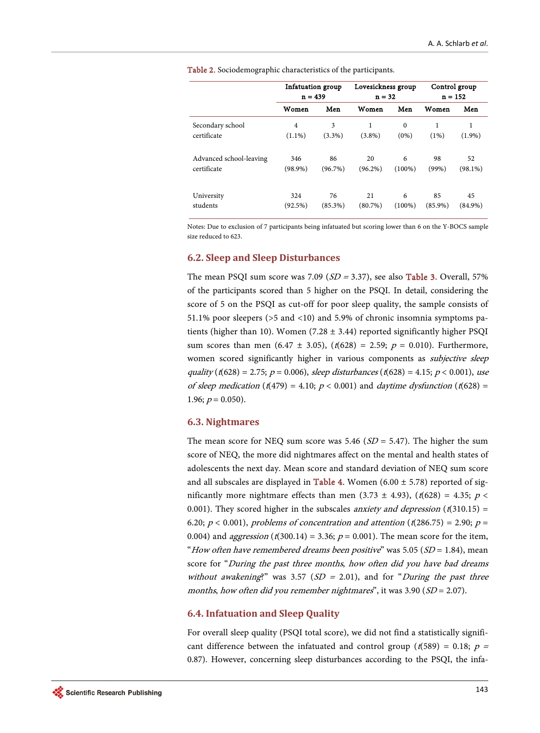Table 2. Sociodemographic characteristics of the participants.

| | Infatuation group n = 439 | | Lovesickness group n = 32 | | Control group n = 152 | |
|---|---|---|---|---|---|---|
| | Women | Men | Women | Men | Women | Men |
| Secondary school certificate | 4 (1.1%) | 3 (3.3%) | 1 (3.8%) | 0 (0%) | 1 (1%) | 1 (1.9%) |
| Advanced school-leaving certificate | 346 (98.9%) | 86 (96.7%) | 20 (96.2%) | 6 (100%) | 98 (99%) | 52 (98.1%) |
| University students | 324 (92.5%) | 76 (85.3%) | 21 (80.7%) | 6 (100%) | 85 (85.9%) | 45 (84.9%) |

Notes: Due to exclusion of 7 participants being infatuated but scoring lower than 6 on the Y-BOCS sample size reduced to 623.

### 6.2. Sleep and Sleep Disturbances

The mean PSQI sum score was 7.09 ($SD = 3.37$), see also Table 3. Overall, 57% of the participants scored than 5 higher on the PSQI. In detail, considering the score of 5 on the PSQI as cut-off for poor sleep quality, the sample consists of 51.1% poor sleepers (>5 and <10) and 5.9% of chronic insomnia symptoms patients (higher than 10). Women (7.28 ± 3.44) reported significantly higher PSQI sum scores than men (6.47 ± 3.05), ($t(628) = 2.59$; $p = 0.010$). Furthermore, women scored significantly higher in various components as *subjective sleep quality* ($t(628) = 2.75$; $p = 0.006$), *sleep disturbances* ($t(628) = 4.15$; $p < 0.001$), *use of sleep medication* ($t(479) = 4.10$; $p < 0.001$) and *daytime dysfunction* ($t(628) = 1.96$; $p = 0.050$).

### 6.3. Nightmares

The mean score for NEQ sum score was 5.46 ($SD = 5.47$). The higher the sum score of NEQ, the more did nightmares affect on the mental and health states of adolescents the next day. Mean score and standard deviation of NEQ sum score and all subscales are displayed in Table 4. Women (6.00 ± 5.78) reported of significantly more nightmare effects than men (3.73 ± 4.93), ($t(628) = 4.35$; $p < 0.001$). They scored higher in the subscales *anxiety and depression* ($t(310.15) = 6.20$; $p < 0.001$), *problems of concentration and attention* ($t(286.75) = 2.90$; $p = 0.004$) and *aggression* ($t(300.14) = 3.36$; $p = 0.001$). The mean score for the item, "*How often have remembered dreams been positive*" was 5.05 ($SD = 1.84$), mean score for "*During the past three months, how often did you have bad dreams without awakening*?" was 3.57 ($SD = 2.01$), and for "*During the past three months, how often did you remember nightmares*", it was 3.90 ($SD = 2.07$).

### 6.4. Infatuation and Sleep Quality

For overall sleep quality (PSQI total score), we did not find a statistically significant difference between the infatuated and control group ($t(589) = 0.18$; $p = 0.87$). However, concerning sleep disturbances according to the PSQI, the infa-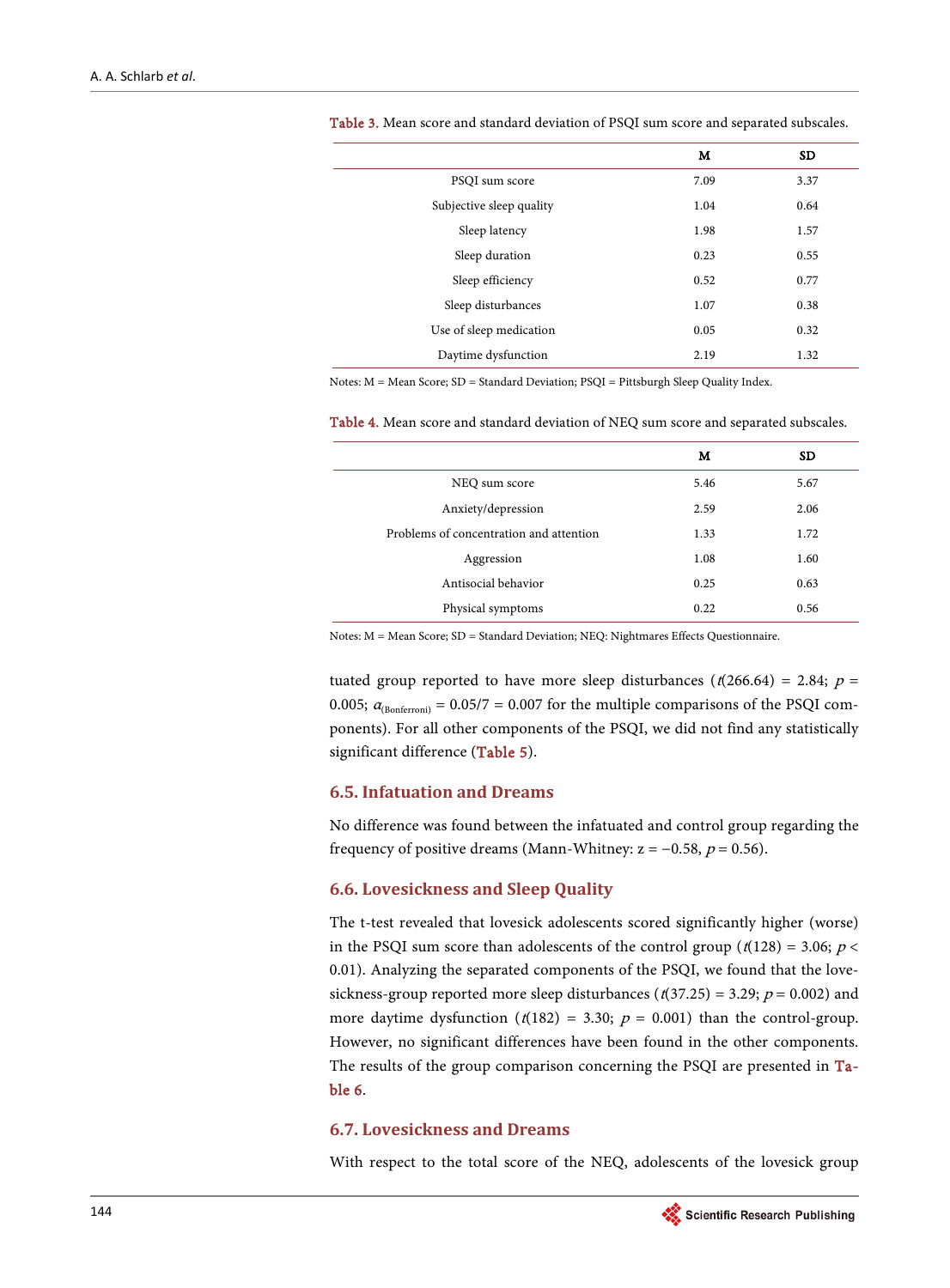Table 3. Mean score and standard deviation of PSQI sum score and separated subscales.

| | M | SD |
|---|---|---|
| PSQI sum score | 7.09 | 3.37 |
| Subjective sleep quality | 1.04 | 0.64 |
| Sleep latency | 1.98 | 1.57 |
| Sleep duration | 0.23 | 0.55 |
| Sleep efficiency | 0.52 | 0.77 |
| Sleep disturbances | 1.07 | 0.38 |
| Use of sleep medication | 0.05 | 0.32 |
| Daytime dysfunction | 2.19 | 1.32 |

Notes: M = Mean Score; SD = Standard Deviation; PSQI = Pittsburgh Sleep Quality Index.

Table 4. Mean score and standard deviation of NEQ sum score and separated subscales.

| | M | SD |
|---|---|---|
| NEQ sum score | 5.46 | 5.67 |
| Anxiety/depression | 2.59 | 2.06 |
| Problems of concentration and attention | 1.33 | 1.72 |
| Aggression | 1.08 | 1.60 |
| Antisocial behavior | 0.25 | 0.63 |
| Physical symptoms | 0.22 | 0.56 |

Notes: M = Mean Score; SD = Standard Deviation; NEQ: Nightmares Effects Questionnaire.

tuated group reported to have more sleep disturbances ($t(266.64) = 2.84$; $p = 0.005$; $\alpha_{(\text{Bonferroni})} = 0.05/7 = 0.007$ for the multiple comparisons of the PSQI components). For all other components of the PSQI, we did not find any statistically significant difference (Table 5).

## 6.5. Infatuation and Dreams

No difference was found between the infatuated and control group regarding the frequency of positive dreams (Mann-Whitney: $z = -0.58$, $p = 0.56$).

## 6.6. Lovesickness and Sleep Quality

The t-test revealed that lovesick adolescents scored significantly higher (worse) in the PSQI sum score than adolescents of the control group ($t(128) = 3.06$; $p < 0.01$). Analyzing the separated components of the PSQI, we found that the lovesickness-group reported more sleep disturbances ($t(37.25) = 3.29$; $p = 0.002$) and more daytime dysfunction ($t(182) = 3.30$; $p = 0.001$) than the control-group. However, no significant differences have been found in the other components. The results of the group comparison concerning the PSQI are presented in Table 6.

## 6.7. Lovesickness and Dreams

With respect to the total score of the NEQ, adolescents of the lovesick group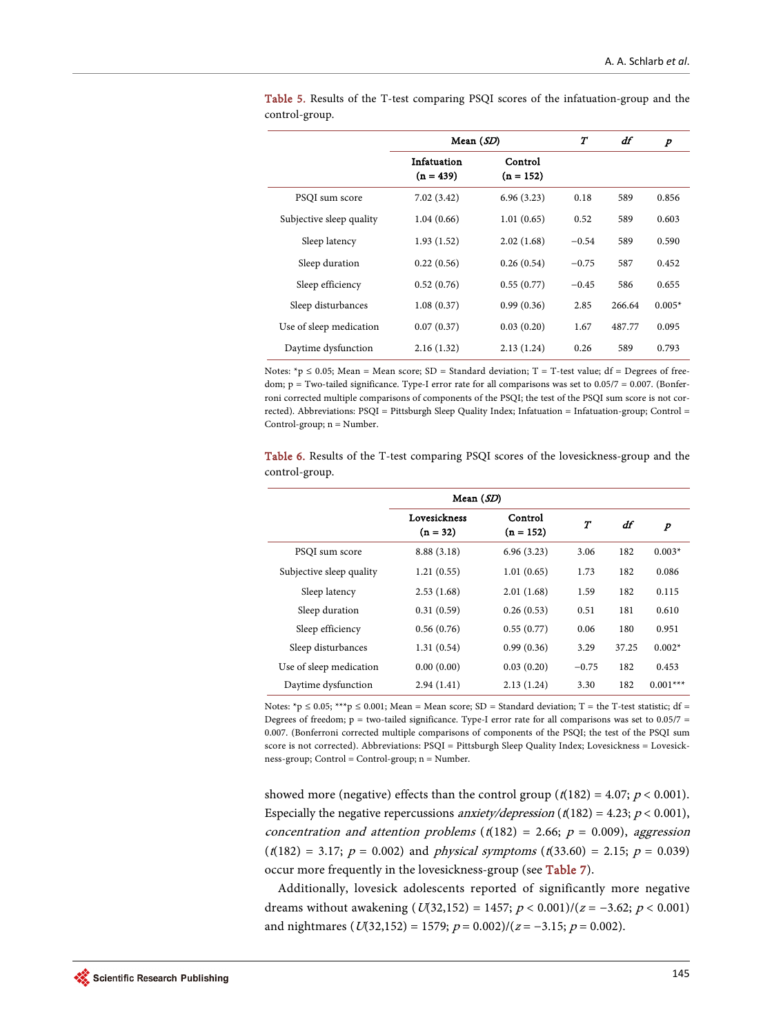Table 5. Results of the T-test comparing PSQI scores of the infatuation-group and the control-group.

| | Mean (*SD*) | | *T* | *df* | *p* |
|---|---|---|---|---|---|
| | Infatuation (n = 439) | Control (n = 152) | | | |
| PSQI sum score | 7.02 (3.42) | 6.96 (3.23) | 0.18 | 589 | 0.856 |
| Subjective sleep quality | 1.04 (0.66) | 1.01 (0.65) | 0.52 | 589 | 0.603 |
| Sleep latency | 1.93 (1.52) | 2.02 (1.68) | −0.54 | 589 | 0.590 |
| Sleep duration | 0.22 (0.56) | 0.26 (0.54) | −0.75 | 587 | 0.452 |
| Sleep efficiency | 0.52 (0.76) | 0.55 (0.77) | −0.45 | 586 | 0.655 |
| Sleep disturbances | 1.08 (0.37) | 0.99 (0.36) | 2.85 | 266.64 | 0.005* |
| Use of sleep medication | 0.07 (0.37) | 0.03 (0.20) | 1.67 | 487.77 | 0.095 |
| Daytime dysfunction | 2.16 (1.32) | 2.13 (1.24) | 0.26 | 589 | 0.793 |

Notes: *p ≤ 0.05; Mean = Mean score; SD = Standard deviation; T = T-test value; df = Degrees of freedom; p = Two-tailed significance. Type-I error rate for all comparisons was set to 0.05/7 = 0.007. (Bonferroni corrected multiple comparisons of components of the PSQI; the test of the PSQI sum score is not corrected). Abbreviations: PSQI = Pittsburgh Sleep Quality Index; Infatuation = Infatuation-group; Control = Control-group; n = Number.

Table 6. Results of the T-test comparing PSQI scores of the lovesickness-group and the control-group.

| | Mean (*SD*) | | *T* | *df* | *p* |
|---|---|---|---|---|---|
| | Lovesickness (n = 32) | Control (n = 152) | | | |
| PSQI sum score | 8.88 (3.18) | 6.96 (3.23) | 3.06 | 182 | 0.003* |
| Subjective sleep quality | 1.21 (0.55) | 1.01 (0.65) | 1.73 | 182 | 0.086 |
| Sleep latency | 2.53 (1.68) | 2.01 (1.68) | 1.59 | 182 | 0.115 |
| Sleep duration | 0.31 (0.59) | 0.26 (0.53) | 0.51 | 181 | 0.610 |
| Sleep efficiency | 0.56 (0.76) | 0.55 (0.77) | 0.06 | 180 | 0.951 |
| Sleep disturbances | 1.31 (0.54) | 0.99 (0.36) | 3.29 | 37.25 | 0.002* |
| Use of sleep medication | 0.00 (0.00) | 0.03 (0.20) | −0.75 | 182 | 0.453 |
| Daytime dysfunction | 2.94 (1.41) | 2.13 (1.24) | 3.30 | 182 | 0.001*** |

Notes: *p ≤ 0.05; ***p ≤ 0.001; Mean = Mean score; SD = Standard deviation; T = the T-test statistic; df = Degrees of freedom; p = two-tailed significance. Type-I error rate for all comparisons was set to 0.05/7 = 0.007. (Bonferroni corrected multiple comparisons of components of the PSQI; the test of the PSQI sum score is not corrected). Abbreviations: PSQI = Pittsburgh Sleep Quality Index; Lovesickness = Lovesickness-group; Control = Control-group; n = Number.

showed more (negative) effects than the control group ($t(182) = 4.07$; $p < 0.001$). Especially the negative repercussions *anxiety/depression* ($t(182) = 4.23$; $p < 0.001$), *concentration and attention problems* ($t(182) = 2.66$; $p = 0.009$), *aggression* ($t(182) = 3.17$; $p = 0.002$) and *physical symptoms* ($t(33.60) = 2.15$; $p = 0.039$) occur more frequently in the lovesickness-group (see Table 7).

Additionally, lovesick adolescents reported of significantly more negative dreams without awakening ($U(32,152) = 1457$; $p < 0.001$)/($z = -3.62$; $p < 0.001$) and nightmares ($U(32,152) = 1579$; $p = 0.002$)/($z = -3.15$; $p = 0.002$).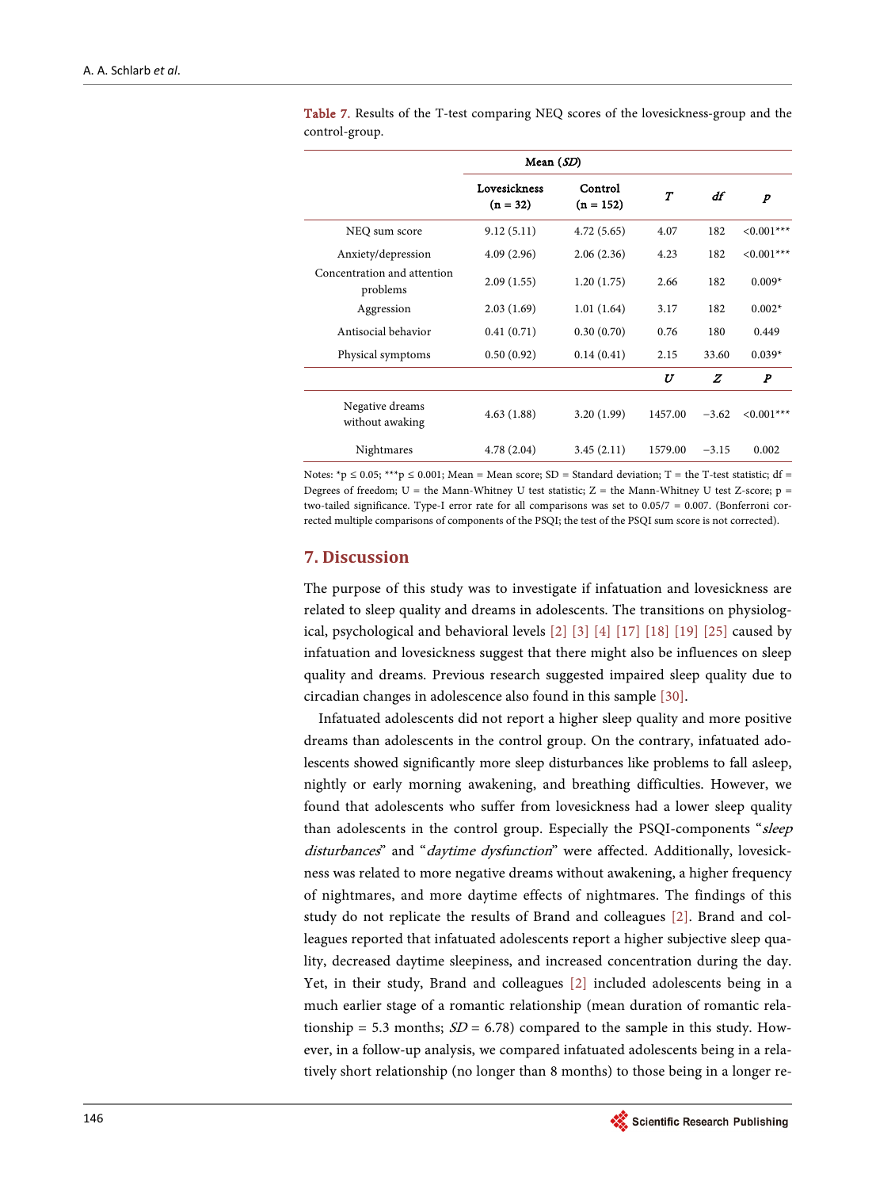Table 7. Results of the T-test comparing NEQ scores of the lovesickness-group and the control-group.

| | Mean (*SD*) | | | | |
|---|---|---|---|---|---|
| | Lovesickness (n = 32) | Control (n = 152) | *T* | *df* | *p* |
| NEQ sum score | 9.12 (5.11) | 4.72 (5.65) | 4.07 | 182 | <0.001*** |
| Anxiety/depression | 4.09 (2.96) | 2.06 (2.36) | 4.23 | 182 | <0.001*** |
| Concentration and attention problems | 2.09 (1.55) | 1.20 (1.75) | 2.66 | 182 | 0.009* |
| Aggression | 2.03 (1.69) | 1.01 (1.64) | 3.17 | 182 | 0.002* |
| Antisocial behavior | 0.41 (0.71) | 0.30 (0.70) | 0.76 | 180 | 0.449 |
| Physical symptoms | 0.50 (0.92) | 0.14 (0.41) | 2.15 | 33.60 | 0.039* |
| | | | *U* | *Z* | *P* |
| Negative dreams without awaking | 4.63 (1.88) | 3.20 (1.99) | 1457.00 | −3.62 | <0.001*** |
| Nightmares | 4.78 (2.04) | 3.45 (2.11) | 1579.00 | −3.15 | 0.002 |

Notes: *p ≤ 0.05; ***p ≤ 0.001; Mean = Mean score; SD = Standard deviation; T = the T-test statistic; df = Degrees of freedom; U = the Mann-Whitney U test statistic; Z = the Mann-Whitney U test Z-score; p = two-tailed significance. Type-I error rate for all comparisons was set to 0.05/7 = 0.007. (Bonferroni corrected multiple comparisons of components of the PSQI; the test of the PSQI sum score is not corrected).

## 7. Discussion

The purpose of this study was to investigate if infatuation and lovesickness are related to sleep quality and dreams in adolescents. The transitions on physiological, psychological and behavioral levels [2] [3] [4] [17] [18] [19] [25] caused by infatuation and lovesickness suggest that there might also be influences on sleep quality and dreams. Previous research suggested impaired sleep quality due to circadian changes in adolescence also found in this sample [30].

Infatuated adolescents did not report a higher sleep quality and more positive dreams than adolescents in the control group. On the contrary, infatuated adolescents showed significantly more sleep disturbances like problems to fall asleep, nightly or early morning awakening, and breathing difficulties. However, we found that adolescents who suffer from lovesickness had a lower sleep quality than adolescents in the control group. Especially the PSQI-components "*sleep disturbances*" and "*daytime dysfunction*" were affected. Additionally, lovesickness was related to more negative dreams without awakening, a higher frequency of nightmares, and more daytime effects of nightmares. The findings of this study do not replicate the results of Brand and colleagues [2]. Brand and colleagues reported that infatuated adolescents report a higher subjective sleep quality, decreased daytime sleepiness, and increased concentration during the day. Yet, in their study, Brand and colleagues [2] included adolescents being in a much earlier stage of a romantic relationship (mean duration of romantic relationship = 5.3 months; *SD* = 6.78) compared to the sample in this study. However, in a follow-up analysis, we compared infatuated adolescents being in a relatively short relationship (no longer than 8 months) to those being in a longer re-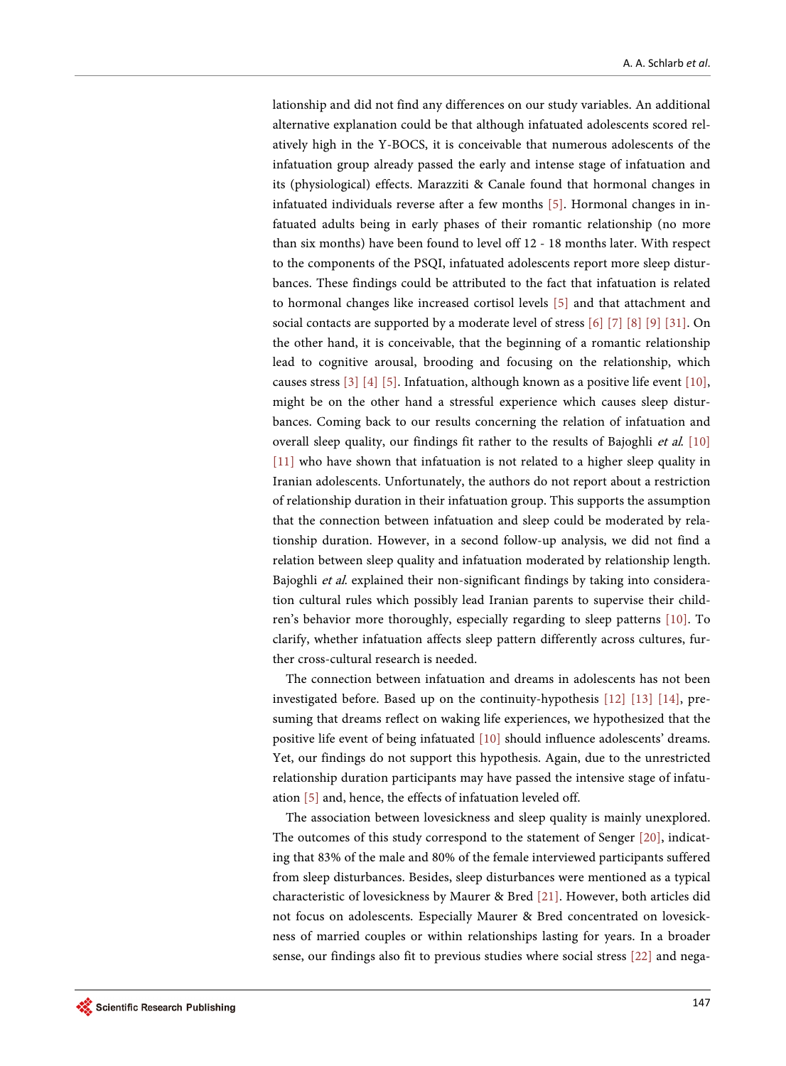lationship and did not find any differences on our study variables. An additional alternative explanation could be that although infatuated adolescents scored relatively high in the Y-BOCS, it is conceivable that numerous adolescents of the infatuation group already passed the early and intense stage of infatuation and its (physiological) effects. Marazziti & Canale found that hormonal changes in infatuated individuals reverse after a few months [5]. Hormonal changes in infatuated adults being in early phases of their romantic relationship (no more than six months) have been found to level off 12 - 18 months later. With respect to the components of the PSQI, infatuated adolescents report more sleep disturbances. These findings could be attributed to the fact that infatuation is related to hormonal changes like increased cortisol levels [5] and that attachment and social contacts are supported by a moderate level of stress [6] [7] [8] [9] [31]. On the other hand, it is conceivable, that the beginning of a romantic relationship lead to cognitive arousal, brooding and focusing on the relationship, which causes stress [3] [4] [5]. Infatuation, although known as a positive life event [10], might be on the other hand a stressful experience which causes sleep disturbances. Coming back to our results concerning the relation of infatuation and overall sleep quality, our findings fit rather to the results of Bajoghli *et al.* [10] [11] who have shown that infatuation is not related to a higher sleep quality in Iranian adolescents. Unfortunately, the authors do not report about a restriction of relationship duration in their infatuation group. This supports the assumption that the connection between infatuation and sleep could be moderated by relationship duration. However, in a second follow-up analysis, we did not find a relation between sleep quality and infatuation moderated by relationship length. Bajoghli *et al.* explained their non-significant findings by taking into consideration cultural rules which possibly lead Iranian parents to supervise their children's behavior more thoroughly, especially regarding to sleep patterns [10]. To clarify, whether infatuation affects sleep pattern differently across cultures, further cross-cultural research is needed.

The connection between infatuation and dreams in adolescents has not been investigated before. Based up on the continuity-hypothesis [12] [13] [14], presuming that dreams reflect on waking life experiences, we hypothesized that the positive life event of being infatuated [10] should influence adolescents' dreams. Yet, our findings do not support this hypothesis. Again, due to the unrestricted relationship duration participants may have passed the intensive stage of infatuation [5] and, hence, the effects of infatuation leveled off.

The association between lovesickness and sleep quality is mainly unexplored. The outcomes of this study correspond to the statement of Senger [20], indicating that 83% of the male and 80% of the female interviewed participants suffered from sleep disturbances. Besides, sleep disturbances were mentioned as a typical characteristic of lovesickness by Maurer & Bred [21]. However, both articles did not focus on adolescents. Especially Maurer & Bred concentrated on lovesickness of married couples or within relationships lasting for years. In a broader sense, our findings also fit to previous studies where social stress [22] and nega-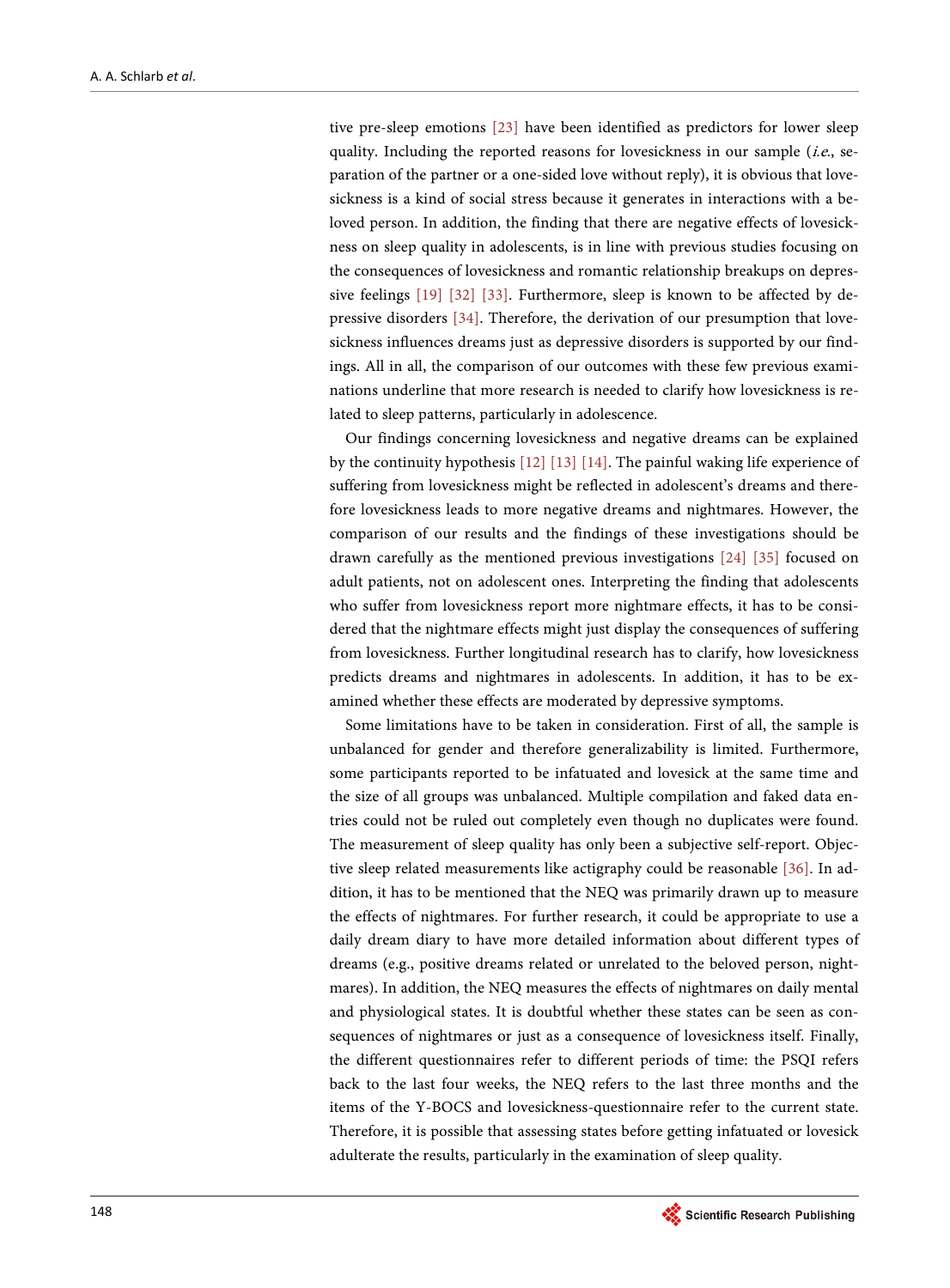tive pre-sleep emotions [23] have been identified as predictors for lower sleep quality. Including the reported reasons for lovesickness in our sample (*i.e.*, separation of the partner or a one-sided love without reply), it is obvious that lovesickness is a kind of social stress because it generates in interactions with a beloved person. In addition, the finding that there are negative effects of lovesickness on sleep quality in adolescents, is in line with previous studies focusing on the consequences of lovesickness and romantic relationship breakups on depressive feelings [19] [32] [33]. Furthermore, sleep is known to be affected by depressive disorders [34]. Therefore, the derivation of our presumption that lovesickness influences dreams just as depressive disorders is supported by our findings. All in all, the comparison of our outcomes with these few previous examinations underline that more research is needed to clarify how lovesickness is related to sleep patterns, particularly in adolescence.

Our findings concerning lovesickness and negative dreams can be explained by the continuity hypothesis [12] [13] [14]. The painful waking life experience of suffering from lovesickness might be reflected in adolescent's dreams and therefore lovesickness leads to more negative dreams and nightmares. However, the comparison of our results and the findings of these investigations should be drawn carefully as the mentioned previous investigations [24] [35] focused on adult patients, not on adolescent ones. Interpreting the finding that adolescents who suffer from lovesickness report more nightmare effects, it has to be considered that the nightmare effects might just display the consequences of suffering from lovesickness. Further longitudinal research has to clarify, how lovesickness predicts dreams and nightmares in adolescents. In addition, it has to be examined whether these effects are moderated by depressive symptoms.

Some limitations have to be taken in consideration. First of all, the sample is unbalanced for gender and therefore generalizability is limited. Furthermore, some participants reported to be infatuated and lovesick at the same time and the size of all groups was unbalanced. Multiple compilation and faked data entries could not be ruled out completely even though no duplicates were found. The measurement of sleep quality has only been a subjective self-report. Objective sleep related measurements like actigraphy could be reasonable [36]. In addition, it has to be mentioned that the NEQ was primarily drawn up to measure the effects of nightmares. For further research, it could be appropriate to use a daily dream diary to have more detailed information about different types of dreams (e.g., positive dreams related or unrelated to the beloved person, nightmares). In addition, the NEQ measures the effects of nightmares on daily mental and physiological states. It is doubtful whether these states can be seen as consequences of nightmares or just as a consequence of lovesickness itself. Finally, the different questionnaires refer to different periods of time: the PSQI refers back to the last four weeks, the NEQ refers to the last three months and the items of the Y-BOCS and lovesickness-questionnaire refer to the current state. Therefore, it is possible that assessing states before getting infatuated or lovesick adulterate the results, particularly in the examination of sleep quality.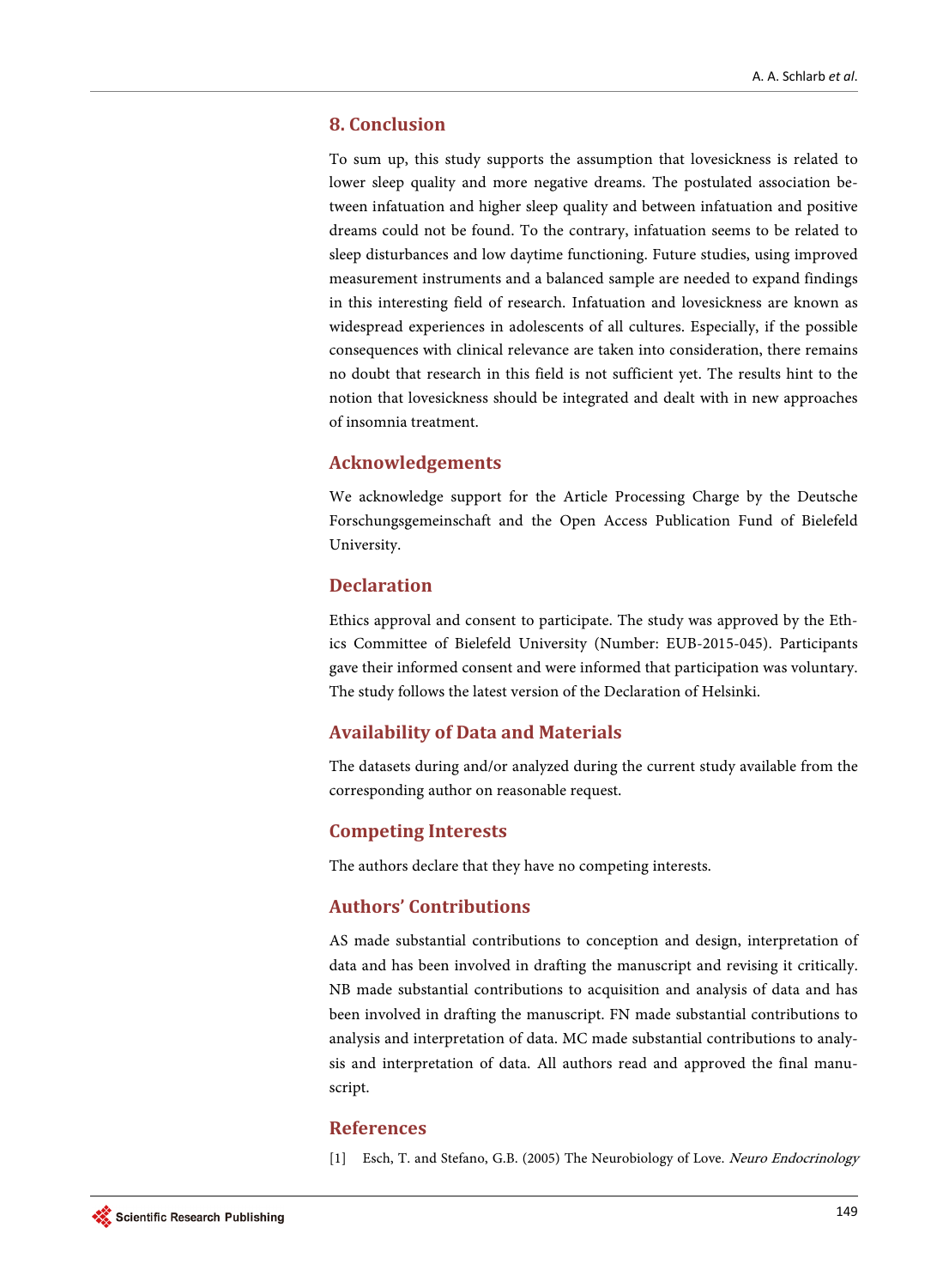## 8. Conclusion

To sum up, this study supports the assumption that lovesickness is related to lower sleep quality and more negative dreams. The postulated association between infatuation and higher sleep quality and between infatuation and positive dreams could not be found. To the contrary, infatuation seems to be related to sleep disturbances and low daytime functioning. Future studies, using improved measurement instruments and a balanced sample are needed to expand findings in this interesting field of research. Infatuation and lovesickness are known as widespread experiences in adolescents of all cultures. Especially, if the possible consequences with clinical relevance are taken into consideration, there remains no doubt that research in this field is not sufficient yet. The results hint to the notion that lovesickness should be integrated and dealt with in new approaches of insomnia treatment.

## Acknowledgements

We acknowledge support for the Article Processing Charge by the Deutsche Forschungsgemeinschaft and the Open Access Publication Fund of Bielefeld University.

## Declaration

Ethics approval and consent to participate. The study was approved by the Ethics Committee of Bielefeld University (Number: EUB-2015-045). Participants gave their informed consent and were informed that participation was voluntary. The study follows the latest version of the Declaration of Helsinki.

## Availability of Data and Materials

The datasets during and/or analyzed during the current study available from the corresponding author on reasonable request.

## Competing Interests

The authors declare that they have no competing interests.

## Authors' Contributions

AS made substantial contributions to conception and design, interpretation of data and has been involved in drafting the manuscript and revising it critically. NB made substantial contributions to acquisition and analysis of data and has been involved in drafting the manuscript. FN made substantial contributions to analysis and interpretation of data. MC made substantial contributions to analysis and interpretation of data. All authors read and approved the final manuscript.

## References

[1] Esch, T. and Stefano, G.B. (2005) The Neurobiology of Love. *Neuro Endocrinology*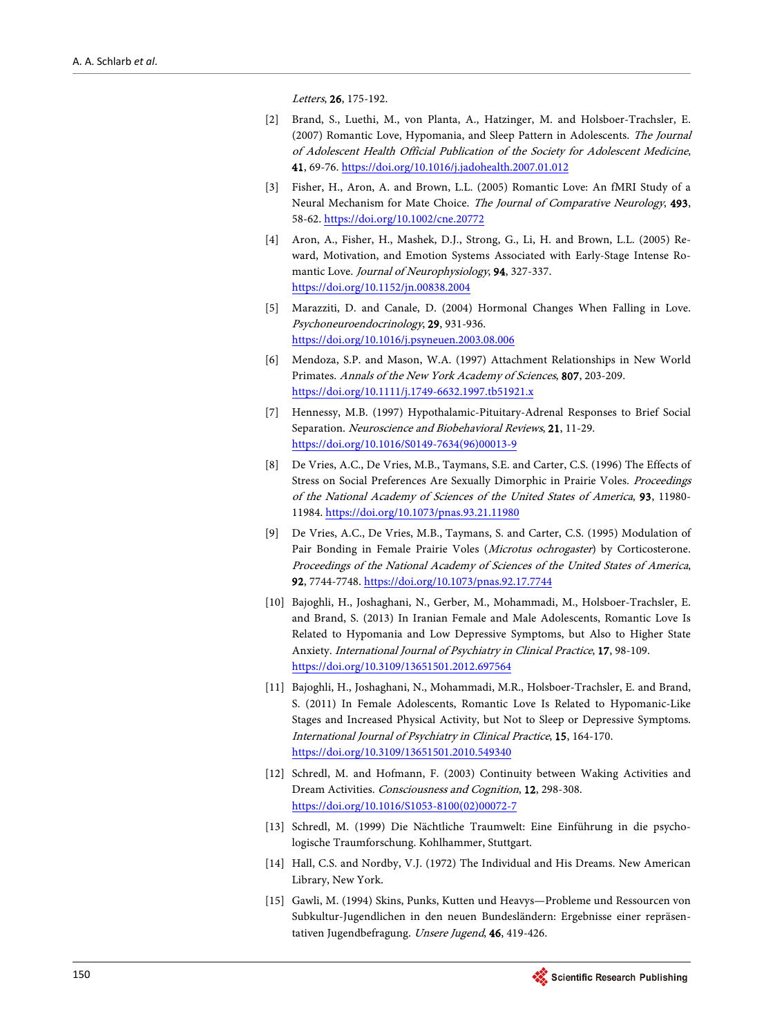*Letters*, **26**, 175-192.

[2] Brand, S., Luethi, M., von Planta, A., Hatzinger, M. and Holsboer-Trachsler, E. (2007) Romantic Love, Hypomania, and Sleep Pattern in Adolescents. *The Journal of Adolescent Health Official Publication of the Society for Adolescent Medicine*, **41**, 69-76. https://doi.org/10.1016/j.jadohealth.2007.01.012

[3] Fisher, H., Aron, A. and Brown, L.L. (2005) Romantic Love: An fMRI Study of a Neural Mechanism for Mate Choice. *The Journal of Comparative Neurology*, **493**, 58-62. https://doi.org/10.1002/cne.20772

[4] Aron, A., Fisher, H., Mashek, D.J., Strong, G., Li, H. and Brown, L.L. (2005) Reward, Motivation, and Emotion Systems Associated with Early-Stage Intense Romantic Love. *Journal of Neurophysiology*, **94**, 327-337. https://doi.org/10.1152/jn.00838.2004

[5] Marazziti, D. and Canale, D. (2004) Hormonal Changes When Falling in Love. *Psychoneuroendocrinology*, **29**, 931-936. https://doi.org/10.1016/j.psyneuen.2003.08.006

[6] Mendoza, S.P. and Mason, W.A. (1997) Attachment Relationships in New World Primates. *Annals of the New York Academy of Sciences*, **807**, 203-209. https://doi.org/10.1111/j.1749-6632.1997.tb51921.x

[7] Hennessy, M.B. (1997) Hypothalamic-Pituitary-Adrenal Responses to Brief Social Separation. *Neuroscience and Biobehavioral Reviews*, **21**, 11-29. https://doi.org/10.1016/S0149-7634(96)00013-9

[8] De Vries, A.C., De Vries, M.B., Taymans, S.E. and Carter, C.S. (1996) The Effects of Stress on Social Preferences Are Sexually Dimorphic in Prairie Voles. *Proceedings of the National Academy of Sciences of the United States of America*, **93**, 11980-11984. https://doi.org/10.1073/pnas.93.21.11980

[9] De Vries, A.C., De Vries, M.B., Taymans, S. and Carter, C.S. (1995) Modulation of Pair Bonding in Female Prairie Voles (*Microtus ochrogaster*) by Corticosterone. *Proceedings of the National Academy of Sciences of the United States of America*, **92**, 7744-7748. https://doi.org/10.1073/pnas.92.17.7744

[10] Bajoghli, H., Joshaghani, N., Gerber, M., Mohammadi, M., Holsboer-Trachsler, E. and Brand, S. (2013) In Iranian Female and Male Adolescents, Romantic Love Is Related to Hypomania and Low Depressive Symptoms, but Also to Higher State Anxiety. *International Journal of Psychiatry in Clinical Practice*, **17**, 98-109. https://doi.org/10.3109/13651501.2012.697564

[11] Bajoghli, H., Joshaghani, N., Mohammadi, M.R., Holsboer-Trachsler, E. and Brand, S. (2011) In Female Adolescents, Romantic Love Is Related to Hypomanic-Like Stages and Increased Physical Activity, but Not to Sleep or Depressive Symptoms. *International Journal of Psychiatry in Clinical Practice*, **15**, 164-170. https://doi.org/10.3109/13651501.2010.549340

[12] Schredl, M. and Hofmann, F. (2003) Continuity between Waking Activities and Dream Activities. *Consciousness and Cognition*, **12**, 298-308. https://doi.org/10.1016/S1053-8100(02)00072-7

[13] Schredl, M. (1999) Die Nächtliche Traumwelt: Eine Einführung in die psychologische Traumforschung. Kohlhammer, Stuttgart.

[14] Hall, C.S. and Nordby, V.J. (1972) The Individual and His Dreams. New American Library, New York.

[15] Gawli, M. (1994) Skins, Punks, Kutten und Heavys—Probleme und Ressourcen von Subkultur-Jugendlichen in den neuen Bundesländern: Ergebnisse einer repräsentativen Jugendbefragung. *Unsere Jugend*, **46**, 419-426.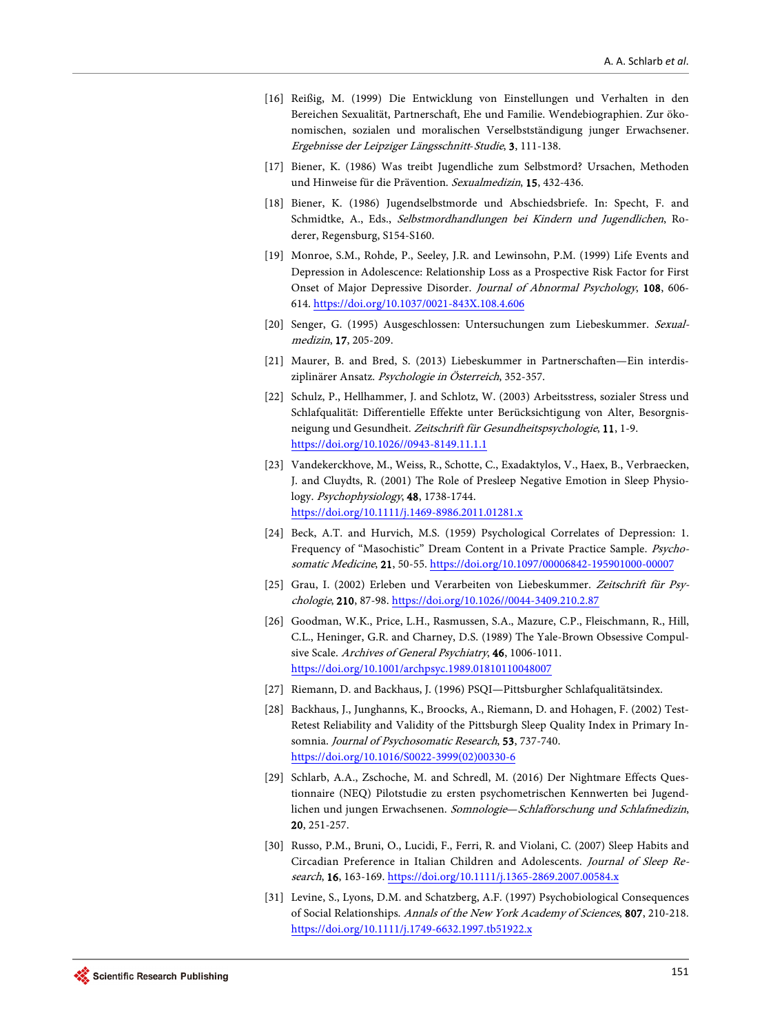[16] Reißig, M. (1999) Die Entwicklung von Einstellungen und Verhalten in den Bereichen Sexualität, Partnerschaft, Ehe und Familie. Wendebiographien. Zur ökonomischen, sozialen und moralischen Verselbstständigung junger Erwachsener. *Ergebnisse der Leipziger Längsschnitt-Studie*, **3**, 111-138.

[17] Biener, K. (1986) Was treibt Jugendliche zum Selbstmord? Ursachen, Methoden und Hinweise für die Prävention. *Sexualmedizin*, **15**, 432-436.

[18] Biener, K. (1986) Jugendselbstmorde und Abschiedsbriefe. In: Specht, F. and Schmidtke, A., Eds., *Selbstmordhandlungen bei Kindern und Jugendlichen*, Roderer, Regensburg, S154-S160.

[19] Monroe, S.M., Rohde, P., Seeley, J.R. and Lewinsohn, P.M. (1999) Life Events and Depression in Adolescence: Relationship Loss as a Prospective Risk Factor for First Onset of Major Depressive Disorder. *Journal of Abnormal Psychology*, **108**, 606-614. https://doi.org/10.1037/0021-843X.108.4.606

[20] Senger, G. (1995) Ausgeschlossen: Untersuchungen zum Liebeskummer. *Sexualmedizin*, **17**, 205-209.

[21] Maurer, B. and Bred, S. (2013) Liebeskummer in Partnerschaften—Ein interdisziplinärer Ansatz. *Psychologie in Österreich*, 352-357.

[22] Schulz, P., Hellhammer, J. and Schlotz, W. (2003) Arbeitsstress, sozialer Stress und Schlafqualität: Differentielle Effekte unter Berücksichtigung von Alter, Besorgnisneigung und Gesundheit. *Zeitschrift für Gesundheitspsychologie*, **11**, 1-9. https://doi.org/10.1026//0943-8149.11.1.1

[23] Vandekerckhove, M., Weiss, R., Schotte, C., Exadaktylos, V., Haex, B., Verbraecken, J. and Cluydts, R. (2001) The Role of Presleep Negative Emotion in Sleep Physiology. *Psychophysiology*, **48**, 1738-1744. https://doi.org/10.1111/j.1469-8986.2011.01281.x

[24] Beck, A.T. and Hurvich, M.S. (1959) Psychological Correlates of Depression: 1. Frequency of "Masochistic" Dream Content in a Private Practice Sample. *Psychosomatic Medicine*, **21**, 50-55. https://doi.org/10.1097/00006842-195901000-00007

[25] Grau, I. (2002) Erleben und Verarbeiten von Liebeskummer. *Zeitschrift für Psychologie*, **210**, 87-98. https://doi.org/10.1026//0044-3409.210.2.87

[26] Goodman, W.K., Price, L.H., Rasmussen, S.A., Mazure, C.P., Fleischmann, R., Hill, C.L., Heninger, G.R. and Charney, D.S. (1989) The Yale-Brown Obsessive Compulsive Scale. *Archives of General Psychiatry*, **46**, 1006-1011. https://doi.org/10.1001/archpsyc.1989.01810110048007

[27] Riemann, D. and Backhaus, J. (1996) PSQI—Pittsburgher Schlafqualitätsindex.

[28] Backhaus, J., Junghanns, K., Broocks, A., Riemann, D. and Hohagen, F. (2002) Test-Retest Reliability and Validity of the Pittsburgh Sleep Quality Index in Primary Insomnia. *Journal of Psychosomatic Research*, **53**, 737-740. https://doi.org/10.1016/S0022-3999(02)00330-6

[29] Schlarb, A.A., Zschoche, M. and Schredl, M. (2016) Der Nightmare Effects Questionnaire (NEQ) Pilotstudie zu ersten psychometrischen Kennwerten bei Jugendlichen und jungen Erwachsenen. *Somnologie—Schlafforschung und Schlafmedizin*, **20**, 251-257.

[30] Russo, P.M., Bruni, O., Lucidi, F., Ferri, R. and Violani, C. (2007) Sleep Habits and Circadian Preference in Italian Children and Adolescents. *Journal of Sleep Research*, **16**, 163-169. https://doi.org/10.1111/j.1365-2869.2007.00584.x

[31] Levine, S., Lyons, D.M. and Schatzberg, A.F. (1997) Psychobiological Consequences of Social Relationships. *Annals of the New York Academy of Sciences*, **807**, 210-218. https://doi.org/10.1111/j.1749-6632.1997.tb51922.x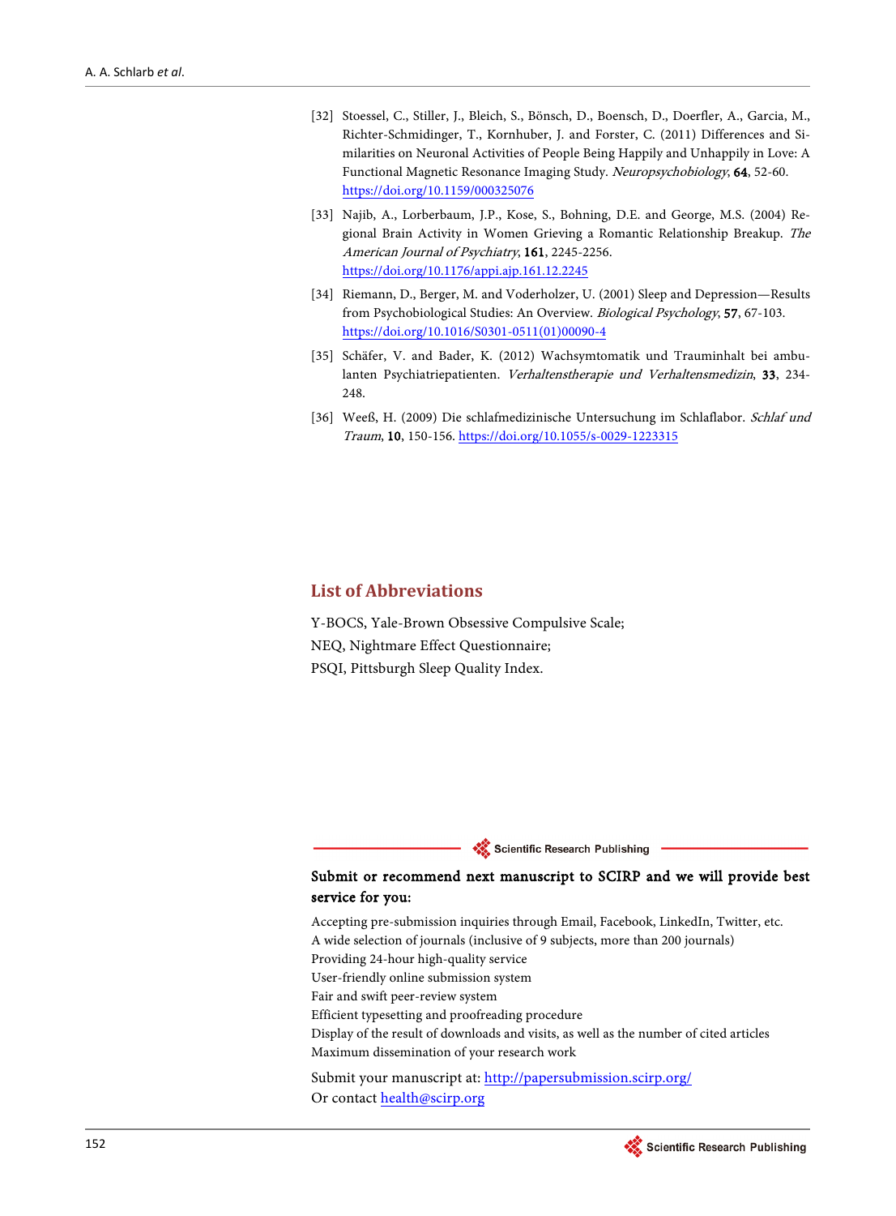[32] Stoessel, C., Stiller, J., Bleich, S., Bönsch, D., Boensch, D., Doerfler, A., Garcia, M., Richter-Schmidinger, T., Kornhuber, J. and Forster, C. (2011) Differences and Similarities on Neuronal Activities of People Being Happily and Unhappily in Love: A Functional Magnetic Resonance Imaging Study. *Neuropsychobiology*, **64**, 52-60. https://doi.org/10.1159/000325076

[33] Najib, A., Lorberbaum, J.P., Kose, S., Bohning, D.E. and George, M.S. (2004) Regional Brain Activity in Women Grieving a Romantic Relationship Breakup. *The American Journal of Psychiatry*, **161**, 2245-2256. https://doi.org/10.1176/appi.ajp.161.12.2245

[34] Riemann, D., Berger, M. and Voderholzer, U. (2001) Sleep and Depression—Results from Psychobiological Studies: An Overview. *Biological Psychology*, **57**, 67-103. https://doi.org/10.1016/S0301-0511(01)00090-4

[35] Schäfer, V. and Bader, K. (2012) Wachsymtomatik und Trauminhalt bei ambulanten Psychiatriepatienten. *Verhaltenstherapie und Verhaltensmedizin*, **33**, 234-248.

[36] Weeß, H. (2009) Die schlafmedizinische Untersuchung im Schlaflabor. *Schlaf und Traum*, **10**, 150-156. https://doi.org/10.1055/s-0029-1223315

## List of Abbreviations

Y-BOCS, Yale-Brown Obsessive Compulsive Scale;
NEQ, Nightmare Effect Questionnaire;
PSQI, Pittsburgh Sleep Quality Index.

Scientific Research Publishing

**Submit or recommend next manuscript to SCIRP and we will provide best service for you:**

Accepting pre-submission inquiries through Email, Facebook, LinkedIn, Twitter, etc.
A wide selection of journals (inclusive of 9 subjects, more than 200 journals)
Providing 24-hour high-quality service
User-friendly online submission system
Fair and swift peer-review system
Efficient typesetting and proofreading procedure
Display of the result of downloads and visits, as well as the number of cited articles
Maximum dissemination of your research work

Submit your manuscript at: http://papersubmission.scirp.org/
Or contact health@scirp.org